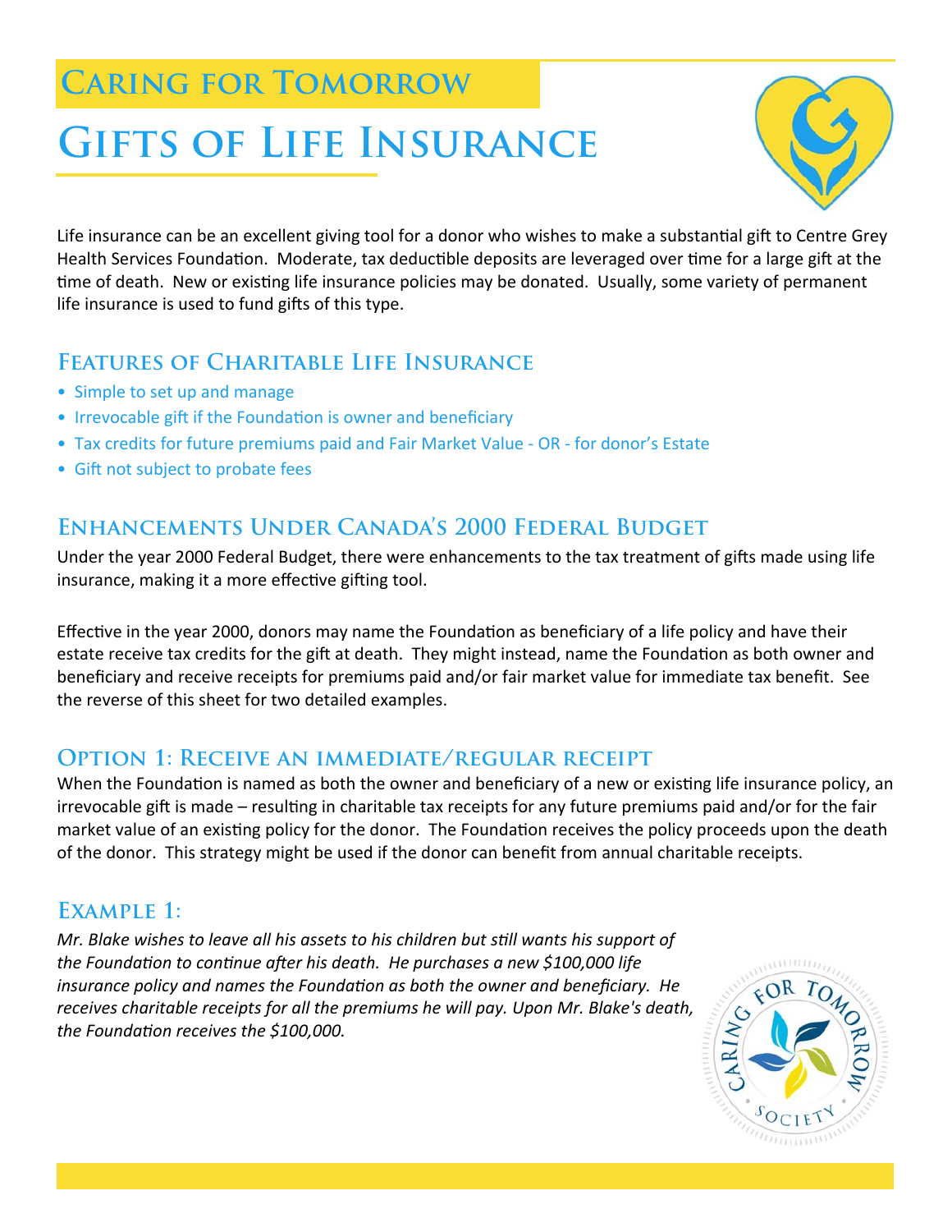## Caring for Tomorrow

# Gifts of Life Insurance

Life insurance can be an excellent giving tool for a donor who wishes to make a substantial gift to Centre Grey Health Services Foundation. Moderate, tax deductible deposits are leveraged over time for a large gift at the time of death. New or existing life insurance policies may be donated. Usually, some variety of permanent life insurance is used to fund gifts of this type.

## Features of Charitable Life Insurance

- Simple to set up and manage
- Irrevocable gift if the Foundation is owner and beneficiary
- Tax credits for future premiums paid and Fair Market Value - OR - for donor's Estate
- Gift not subject to probate fees

## Enhancements Under Canada's 2000 Federal Budget

Under the year 2000 Federal Budget, there were enhancements to the tax treatment of gifts made using life insurance, making it a more effective gifting tool.

Effective in the year 2000, donors may name the Foundation as beneficiary of a life policy and have their estate receive tax credits for the gift at death. They might instead, name the Foundation as both owner and beneficiary and receive receipts for premiums paid and/or fair market value for immediate tax benefit. See the reverse of this sheet for two detailed examples.

## Option 1: Receive an immediate/regular receipt

When the Foundation is named as both the owner and beneficiary of a new or existing life insurance policy, an irrevocable gift is made – resulting in charitable tax receipts for any future premiums paid and/or for the fair market value of an existing policy for the donor. The Foundation receives the policy proceeds upon the death of the donor. This strategy might be used if the donor can benefit from annual charitable receipts.

## Example 1:

*Mr. Blake wishes to leave all his assets to his children but still wants his support of the Foundation to continue after his death. He purchases a new $100,000 life insurance policy and names the Foundation as both the owner and beneficiary. He receives charitable receipts for all the premiums he will pay. Upon Mr. Blake's death, the Foundation receives the $100,000.*

Caring for Tomorrow Society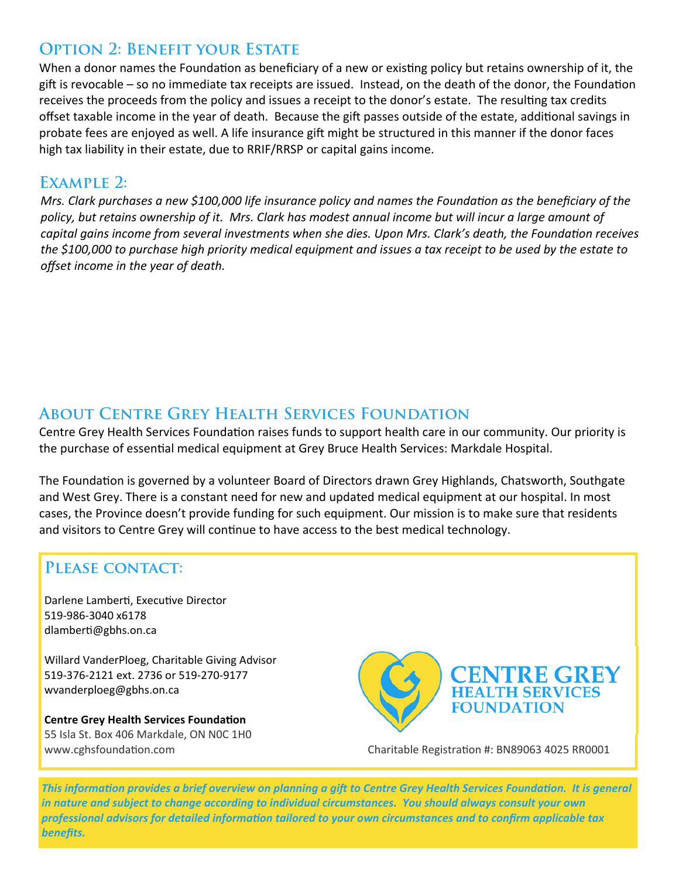## Option 2: Benefit your Estate

When a donor names the Foundation as beneficiary of a new or existing policy but retains ownership of it, the gift is revocable – so no immediate tax receipts are issued. Instead, on the death of the donor, the Foundation receives the proceeds from the policy and issues a receipt to the donor's estate. The resulting tax credits offset taxable income in the year of death. Because the gift passes outside of the estate, additional savings in probate fees are enjoyed as well. A life insurance gift might be structured in this manner if the donor faces high tax liability in their estate, due to RRIF/RRSP or capital gains income.

## Example 2:

*Mrs. Clark purchases a new $100,000 life insurance policy and names the Foundation as the beneficiary of the policy, but retains ownership of it. Mrs. Clark has modest annual income but will incur a large amount of capital gains income from several investments when she dies. Upon Mrs. Clark's death, the Foundation receives the $100,000 to purchase high priority medical equipment and issues a tax receipt to be used by the estate to offset income in the year of death.*

## About Centre Grey Health Services Foundation

Centre Grey Health Services Foundation raises funds to support health care in our community. Our priority is the purchase of essential medical equipment at Grey Bruce Health Services: Markdale Hospital.

The Foundation is governed by a volunteer Board of Directors drawn Grey Highlands, Chatsworth, Southgate and West Grey. There is a constant need for new and updated medical equipment at our hospital. In most cases, the Province doesn't provide funding for such equipment. Our mission is to make sure that residents and visitors to Centre Grey will continue to have access to the best medical technology.

## Please contact:

Darlene Lamberti, Executive Director
519-986-3040 x6178
dlamberti@gbhs.on.ca

Willard VanderPloeg, Charitable Giving Advisor
519-376-2121 ext. 2736 or 519-270-9177
wvanderploeg@gbhs.on.ca

**Centre Grey Health Services Foundation**
55 Isla St. Box 406 Markdale, ON N0C 1H0
www.cghsfoundation.com

CENTRE GREY HEALTH SERVICES FOUNDATION

Charitable Registration #: BN89063 4025 RR0001

***This information provides a brief overview on planning a gift to Centre Grey Health Services Foundation. It is general in nature and subject to change according to individual circumstances. You should always consult your own professional advisors for detailed information tailored to your own circumstances and to confirm applicable tax benefits.***